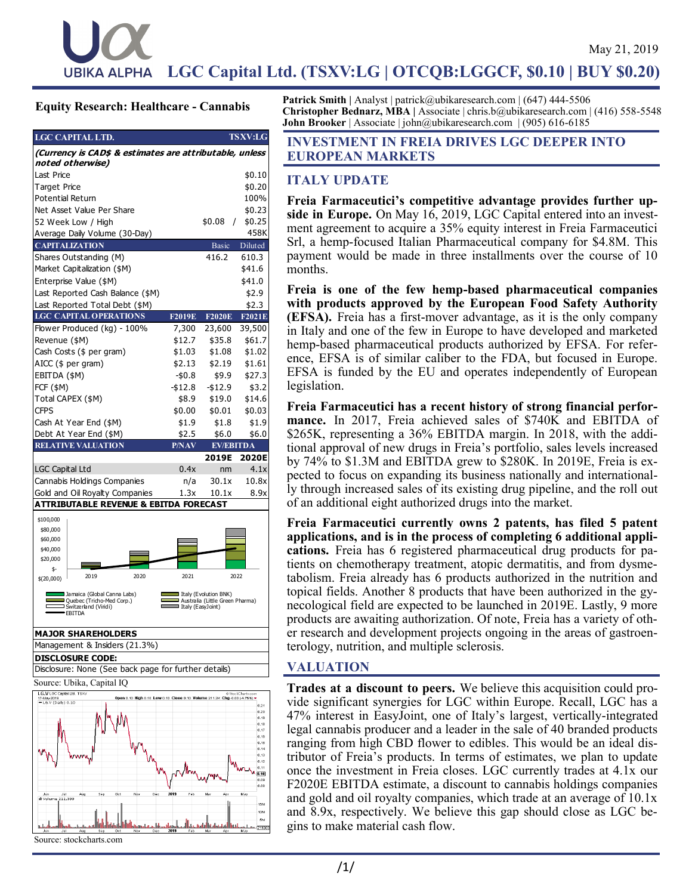May 21, 2019

# LGC Capital Ltd. (TSXV:LG | OTCQB:LGGCF, $0.10 | BUY $0.20)

**Equity Research: Healthcare - Cannabis**

**Patrick Smith** | Analyst | patrick@ubikaresearch.com | (647) 444-5506
**Christopher Bednarz, MBA** | Associate | chris.b@ubikaresearch.com | (416) 558-5548
**John Brooker** | Associate | john@ubikaresearch.com | (905) 616-6185

| LGC CAPITAL LTD. | | | TSXV:LG |
|---|---|---|---|
| *(Currency is CAD$ & estimates are attributable, unless noted otherwise)* | | | |
| Last Price | | | $0.10 |
| Target Price | | | $0.20 |
| Potential Return | | | 100% |
| Net Asset Value Per Share | | | $0.23 |
| 52 Week Low / High | | $0.08 / | $0.25 |
| Average Daily Volume (30-Day) | | | 458K |
| **CAPITALIZATION** | | Basic | Diluted |
| Shares Outstanding (M) | | 416.2 | 610.3 |
| Market Capitalization ($M) | | | $41.6 |
| Enterprise Value ($M) | | | $41.0 |
| Last Reported Cash Balance ($M) | | | $2.9 |
| Last Reported Total Debt ($M) | | | $2.3 |
| **LGC CAPITAL OPERATIONS** | F2019E | F2020E | F2021E |
| Flower Produced (kg) - 100% | 7,300 | 23,600 | 39,500 |
| Revenue ($M) | $12.7 | $35.8 | $61.7 |
| Cash Costs ($ per gram) | $1.03 | $1.08 | $1.02 |
| AICC ($ per gram) | $2.13 | $2.19 | $1.61 |
| EBITDA ($M) | -$0.8 | $9.9 | $27.3 |
| FCF ($M) | -$12.8 | -$12.9 | $3.2 |
| Total CAPEX ($M) | $8.9 | $19.0 | $14.6 |
| CFPS | $0.00 | $0.01 | $0.03 |
| Cash At Year End ($M) | $1.9 | $1.8 | $1.9 |
| Debt At Year End ($M) | $2.5 | $6.0 | $6.0 |
| **RELATIVE VALUATION** | P/NAV | EV/EBITDA | |
| | | 2019E | 2020E |
| LGC Capital Ltd | 0.4x | nm | 4.1x |
| Cannabis Holdings Companies | n/a | 30.1x | 10.8x |
| Gold and Oil Royalty Companies | 1.3x | 10.1x | 8.9x |

**ATTRIBUTABLE REVENUE & EBITDA FORECAST**

Legend: Jamaica (Global Canna Labs); Quebec (Tricho-Med Corp.); Switzerland (Viridi); EBITDA; Italy (Evolution BNK); Australia (Little Green Pharma); Italy (EasyJoint)

| MAJOR SHAREHOLDERS |
|---|
| Management & Insiders (21.3%) |
| **DISCLOSURE CODE:** |
| Disclosure: None (See back page for further details) |

Source: Ubika, Capital IQ

Source: stockcharts.com

## INVESTMENT IN FREIA DRIVES LGC DEEPER INTO EUROPEAN MARKETS

## ITALY UPDATE

**Freia Farmaceutici's competitive advantage provides further upside in Europe.** On May 16, 2019, LGC Capital entered into an investment agreement to acquire a 35% equity interest in Freia Farmaceutici Srl, a hemp-focused Italian Pharmaceutical company for $4.8M. This payment would be made in three installments over the course of 10 months.

**Freia is one of the few hemp-based pharmaceutical companies with products approved by the European Food Safety Authority (EFSA).** Freia has a first-mover advantage, as it is the only company in Italy and one of the few in Europe to have developed and marketed hemp-based pharmaceutical products authorized by EFSA. For reference, EFSA is of similar caliber to the FDA, but focused in Europe. EFSA is funded by the EU and operates independently of European legislation.

**Freia Farmaceutici has a recent history of strong financial performance.** In 2017, Freia achieved sales of $740K and EBITDA of $265K, representing a 36% EBITDA margin. In 2018, with the additional approval of new drugs in Freia's portfolio, sales levels increased by 74% to $1.3M and EBITDA grew to $280K. In 2019E, Freia is expected to focus on expanding its business nationally and internationally through increased sales of its existing drug pipeline, and the roll out of an additional eight authorized drugs into the market.

**Freia Farmaceutici currently owns 2 patents, has filed 5 patent applications, and is in the process of completing 6 additional applications.** Freia has 6 registered pharmaceutical drug products for patients on chemotherapy treatment, atopic dermatitis, and from dysmetabolism. Freia already has 6 products authorized in the nutrition and topical fields. Another 8 products that have been authorized in the gynecological field are expected to be launched in 2019E. Lastly, 9 more products are awaiting authorization. Of note, Freia has a variety of other research and development projects ongoing in the areas of gastroenterology, nutrition, and multiple sclerosis.

## VALUATION

**Trades at a discount to peers.** We believe this acquisition could provide significant synergies for LGC within Europe. Recall, LGC has a 47% interest in EasyJoint, one of Italy's largest, vertically-integrated legal cannabis producer and a leader in the sale of 40 branded products ranging from high CBD flower to edibles. This would be an ideal distributor of Freia's products. In terms of estimates, we plan to update once the investment in Freia closes. LGC currently trades at 4.1x our F2020E EBITDA estimate, a discount to cannabis holdings companies and gold and oil royalty companies, which trade at an average of 10.1x and 8.9x, respectively. We believe this gap should close as LGC begins to make material cash flow.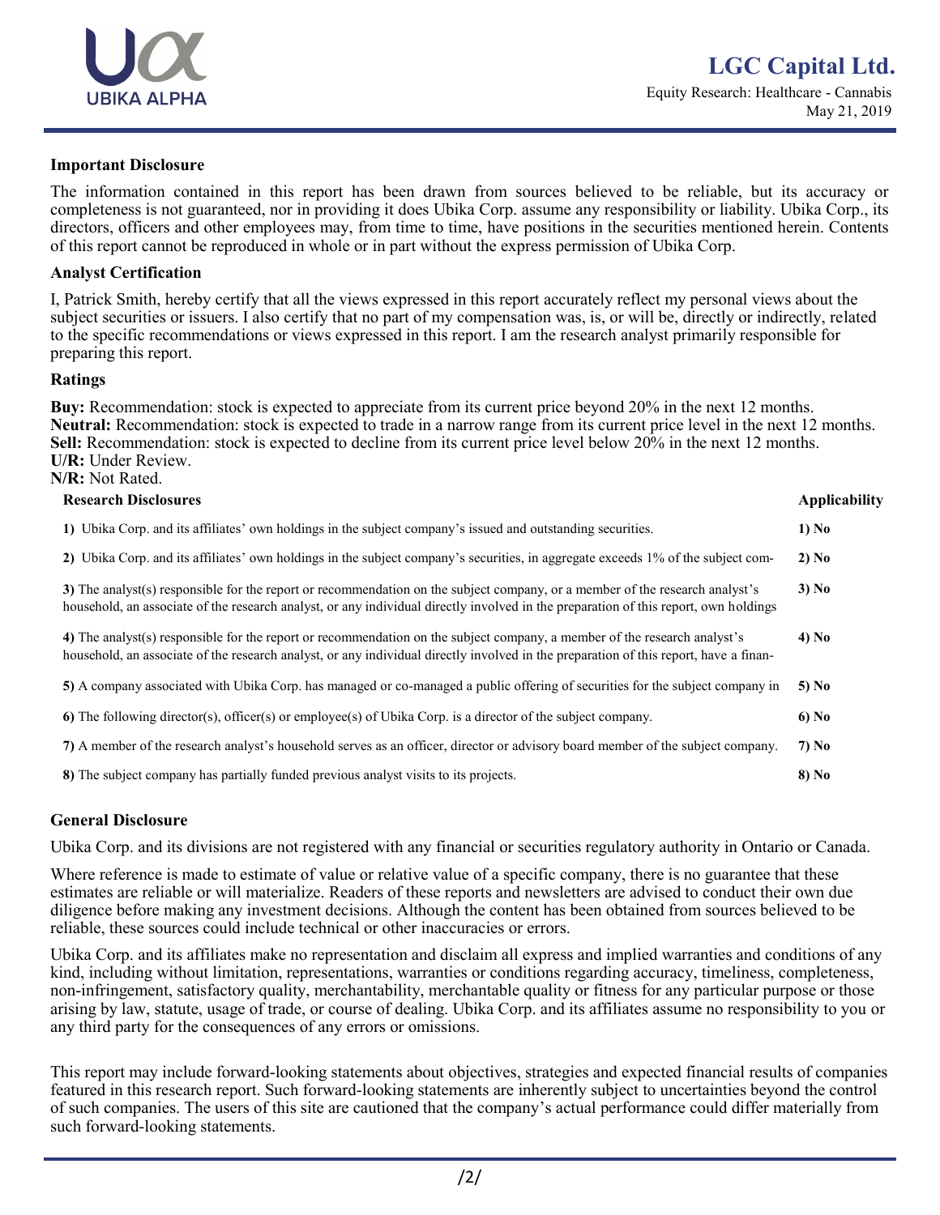**Important Disclosure**

The information contained in this report has been drawn from sources believed to be reliable, but its accuracy or completeness is not guaranteed, nor in providing it does Ubika Corp. assume any responsibility or liability. Ubika Corp., its directors, officers and other employees may, from time to time, have positions in the securities mentioned herein. Contents of this report cannot be reproduced in whole or in part without the express permission of Ubika Corp.

**Analyst Certification**

I, Patrick Smith, hereby certify that all the views expressed in this report accurately reflect my personal views about the subject securities or issuers. I also certify that no part of my compensation was, is, or will be, directly or indirectly, related to the specific recommendations or views expressed in this report. I am the research analyst primarily responsible for preparing this report.

**Ratings**

**Buy:** Recommendation: stock is expected to appreciate from its current price beyond 20% in the next 12 months.
**Neutral:** Recommendation: stock is expected to trade in a narrow range from its current price level in the next 12 months.
**Sell:** Recommendation: stock is expected to decline from its current price level below 20% in the next 12 months.
**U/R:** Under Review.
**N/R:** Not Rated.

| Research Disclosures | Applicability |
|---|---|
| **1)** Ubika Corp. and its affiliates' own holdings in the subject company's issued and outstanding securities. | **1) No** |
| **2)** Ubika Corp. and its affiliates' own holdings in the subject company's securities, in aggregate exceeds 1% of the subject com- | **2) No** |
| **3)** The analyst(s) responsible for the report or recommendation on the subject company, or a member of the research analyst's household, an associate of the research analyst, or any individual directly involved in the preparation of this report, own holdings | **3) No** |
| **4)** The analyst(s) responsible for the report or recommendation on the subject company, a member of the research analyst's household, an associate of the research analyst, or any individual directly involved in the preparation of this report, have a finan- | **4) No** |
| **5)** A company associated with Ubika Corp. has managed or co-managed a public offering of securities for the subject company in | **5) No** |
| **6)** The following director(s), officer(s) or employee(s) of Ubika Corp. is a director of the subject company. | **6) No** |
| **7)** A member of the research analyst's household serves as an officer, director or advisory board member of the subject company. | **7) No** |
| **8)** The subject company has partially funded previous analyst visits to its projects. | **8) No** |

**General Disclosure**

Ubika Corp. and its divisions are not registered with any financial or securities regulatory authority in Ontario or Canada.

Where reference is made to estimate of value or relative value of a specific company, there is no guarantee that these estimates are reliable or will materialize. Readers of these reports and newsletters are advised to conduct their own due diligence before making any investment decisions. Although the content has been obtained from sources believed to be reliable, these sources could include technical or other inaccuracies or errors.

Ubika Corp. and its affiliates make no representation and disclaim all express and implied warranties and conditions of any kind, including without limitation, representations, warranties or conditions regarding accuracy, timeliness, completeness, non-infringement, satisfactory quality, merchantability, merchantable quality or fitness for any particular purpose or those arising by law, statute, usage of trade, or course of dealing. Ubika Corp. and its affiliates assume no responsibility to you or any third party for the consequences of any errors or omissions.

This report may include forward-looking statements about objectives, strategies and expected financial results of companies featured in this research report. Such forward-looking statements are inherently subject to uncertainties beyond the control of such companies. The users of this site are cautioned that the company's actual performance could differ materially from such forward-looking statements.